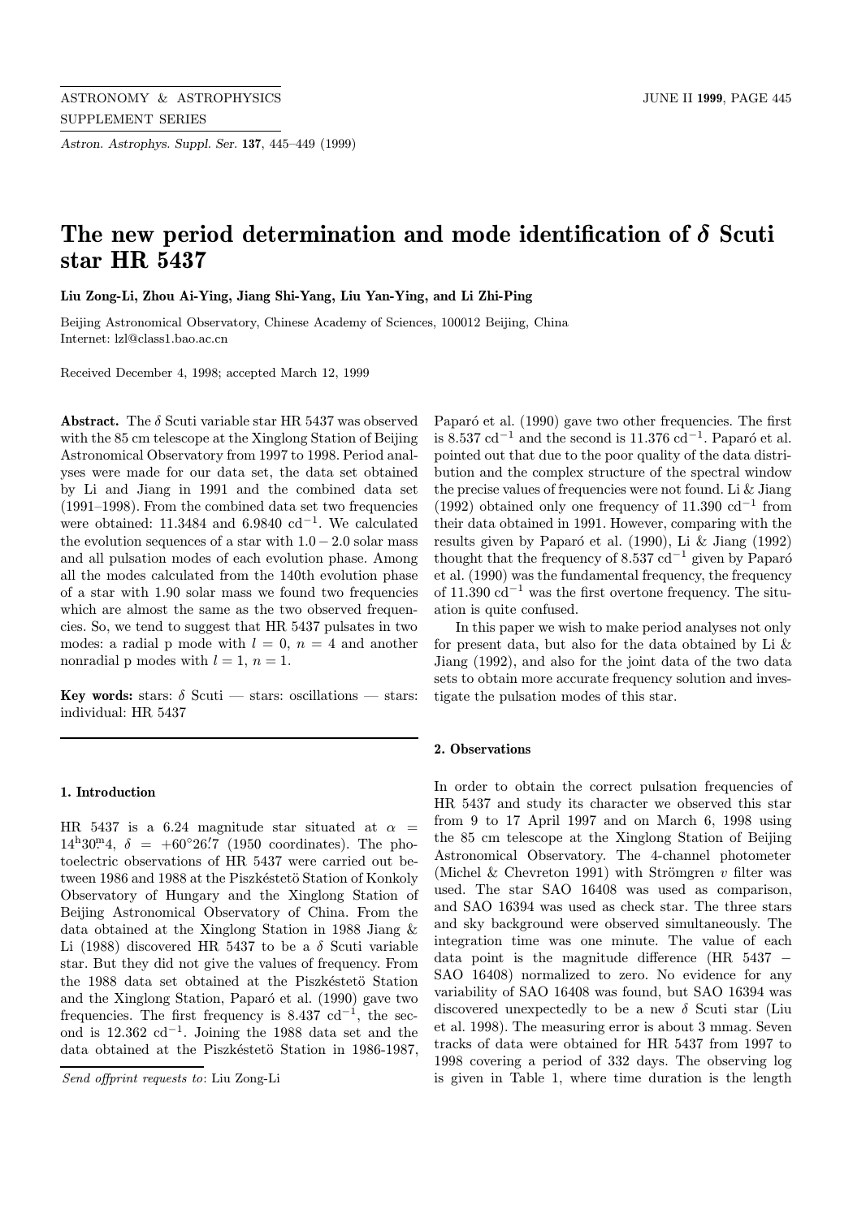# The new period determination and mode identification of $\delta$ Scuti star HR 5437

**Liu Zong-Li, Zhou Ai-Ying, Jiang Shi-Yang, Liu Yan-Ying, and Li Zhi-Ping**

Beijing Astronomical Observatory, Chinese Academy of Sciences, 100012 Beijing, China
Internet: lzl@class1.bao.ac.cn

Received December 4, 1998; accepted March 12, 1999

**Abstract.** The $\delta$ Scuti variable star HR 5437 was observed with the 85 cm telescope at the Xinglong Station of Beijing Astronomical Observatory from 1997 to 1998. Period analyses were made for our data set, the data set obtained by Li and Jiang in 1991 and the combined data set (1991–1998). From the combined data set two frequencies were obtained: 11.3484 and 6.9840 $\mathrm{cd}^{-1}$. We calculated the evolution sequences of a star with $1.0-2.0$ solar mass and all pulsation modes of each evolution phase. Among all the modes calculated from the 140th evolution phase of a star with 1.90 solar mass we found two frequencies which are almost the same as the two observed frequencies. So, we tend to suggest that HR 5437 pulsates in two modes: a radial p mode with $l = 0$, $n = 4$ and another nonradial p modes with $l = 1$, $n = 1$.

**Key words:** stars: $\delta$ Scuti — stars: oscillations — stars: individual: HR 5437

## 1. Introduction

HR 5437 is a 6.24 magnitude star situated at $\alpha = 14^{\mathrm{h}}30^{\mathrm{m}}.4$, $\delta = +60^{\circ}26'.7$ (1950 coordinates). The photoelectric observations of HR 5437 were carried out between 1986 and 1988 at the Piszkéstetö Station of Konkoly Observatory of Hungary and the Xinglong Station of Beijing Astronomical Observatory of China. From the data obtained at the Xinglong Station in 1988 Jiang & Li (1988) discovered HR 5437 to be a $\delta$ Scuti variable star. But they did not give the values of frequency. From the 1988 data set obtained at the Piszkéstetö Station and the Xinglong Station, Paparó et al. (1990) gave two frequencies. The first frequency is 8.437 $\mathrm{cd}^{-1}$, the second is 12.362 $\mathrm{cd}^{-1}$. Joining the 1988 data set and the data obtained at the Piszkéstetö Station in 1986-1987, Paparó et al. (1990) gave two other frequencies. The first is 8.537 $\mathrm{cd}^{-1}$ and the second is 11.376 $\mathrm{cd}^{-1}$. Paparó et al. pointed out that due to the poor quality of the data distribution and the complex structure of the spectral window the precise values of frequencies were not found. Li & Jiang (1992) obtained only one frequency of 11.390 $\mathrm{cd}^{-1}$ from their data obtained in 1991. However, comparing with the results given by Paparó et al. (1990), Li & Jiang (1992) thought that the frequency of 8.537 $\mathrm{cd}^{-1}$ given by Paparó et al. (1990) was the fundamental frequency, the frequency of 11.390 $\mathrm{cd}^{-1}$ was the first overtone frequency. The situation is quite confused.

In this paper we wish to make period analyses not only for present data, but also for the data obtained by Li & Jiang (1992), and also for the joint data of the two data sets to obtain more accurate frequency solution and investigate the pulsation modes of this star.

## 2. Observations

In order to obtain the correct pulsation frequencies of HR 5437 and study its character we observed this star from 9 to 17 April 1997 and on March 6, 1998 using the 85 cm telescope at the Xinglong Station of Beijing Astronomical Observatory. The 4-channel photometer (Michel & Chevreton 1991) with Strömgren $v$ filter was used. The star SAO 16408 was used as comparison, and SAO 16394 was used as check star. The three stars and sky background were observed simultaneously. The integration time was one minute. The value of each data point is the magnitude difference (HR 5437 − SAO 16408) normalized to zero. No evidence for any variability of SAO 16408 was found, but SAO 16394 was discovered unexpectedly to be a new $\delta$ Scuti star (Liu et al. 1998). The measuring error is about 3 mmag. Seven tracks of data were obtained for HR 5437 from 1997 to 1998 covering a period of 332 days. The observing log is given in Table 1, where time duration is the length

*Send offprint requests to*: Liu Zong-Li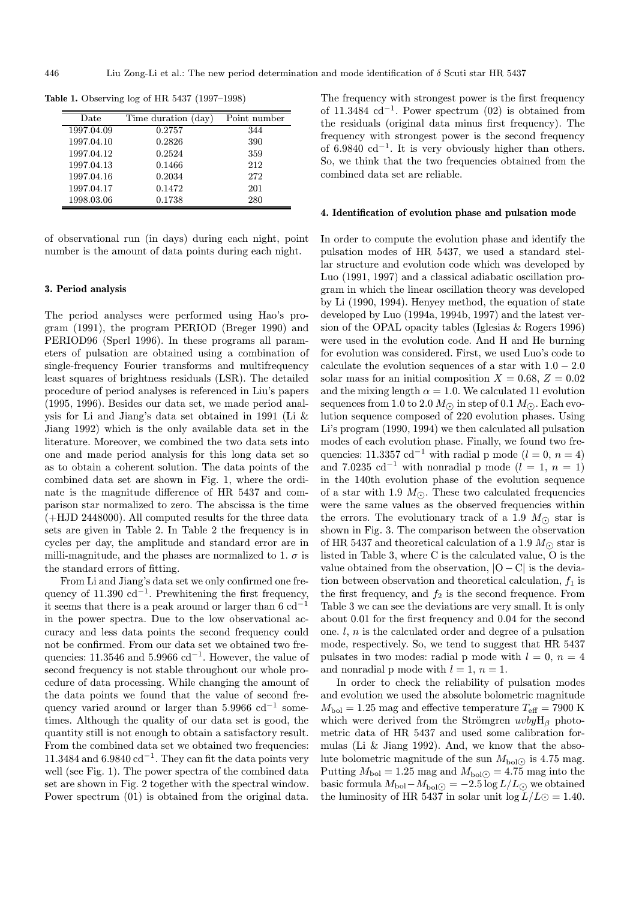**Table 1.** Observing log of HR 5437 (1997–1998)

| Date | Time duration (day) | Point number |
|---|---|---|
| 1997.04.09 | 0.2757 | 344 |
| 1997.04.10 | 0.2826 | 390 |
| 1997.04.12 | 0.2524 | 359 |
| 1997.04.13 | 0.1466 | 212 |
| 1997.04.16 | 0.2034 | 272 |
| 1997.04.17 | 0.1472 | 201 |
| 1998.03.06 | 0.1738 | 280 |

of observational run (in days) during each night, point number is the amount of data points during each night.

### 3. Period analysis

The period analyses were performed using Hao's program (1991), the program PERIOD (Breger 1990) and PERIOD96 (Sperl 1996). In these programs all parameters of pulsation are obtained using a combination of single-frequency Fourier transforms and multifrequency least squares of brightness residuals (LSR). The detailed procedure of period analyses is referenced in Liu's papers (1995, 1996). Besides our data set, we made period analysis for Li and Jiang's data set obtained in 1991 (Li & Jiang 1992) which is the only available data set in the literature. Moreover, we combined the two data sets into one and made period analysis for this long data set so as to obtain a coherent solution. The data points of the combined data set are shown in Fig. 1, where the ordinate is the magnitude difference of HR 5437 and comparison star normalized to zero. The abscissa is the time (+HJD 2448000). All computed results for the three data sets are given in Table 2. In Table 2 the frequency is in cycles per day, the amplitude and standard error are in milli-magnitude, and the phases are normalized to 1. $\sigma$ is the standard errors of fitting.

From Li and Jiang's data set we only confirmed one frequency of 11.390 $\mathrm{cd}^{-1}$. Prewhitening the first frequency, it seems that there is a peak around or larger than 6 $\mathrm{cd}^{-1}$ in the power spectra. Due to the low observational accuracy and less data points the second frequency could not be confirmed. From our data set we obtained two frequencies: 11.3546 and 5.9966 $\mathrm{cd}^{-1}$. However, the value of second frequency is not stable throughout our whole procedure of data processing. While changing the amount of the data points we found that the value of second frequency varied around or larger than 5.9966 $\mathrm{cd}^{-1}$ sometimes. Although the quality of our data set is good, the quantity still is not enough to obtain a satisfactory result. From the combined data set we obtained two frequencies: 11.3484 and 6.9840 $\mathrm{cd}^{-1}$. They can fit the data points very well (see Fig. 1). The power spectra of the combined data set are shown in Fig. 2 together with the spectral window. Power spectrum (01) is obtained from the original data. The frequency with strongest power is the first frequency of 11.3484 $\mathrm{cd}^{-1}$. Power spectrum (02) is obtained from the residuals (original data minus first frequency). The frequency with strongest power is the second frequency of 6.9840 $\mathrm{cd}^{-1}$. It is very obviously higher than others. So, we think that the two frequencies obtained from the combined data set are reliable.

### 4. Identification of evolution phase and pulsation mode

In order to compute the evolution phase and identify the pulsation modes of HR 5437, we used a standard stellar structure and evolution code which was developed by Luo (1991, 1997) and a classical adiabatic oscillation program in which the linear oscillation theory was developed by Li (1990, 1994). Henyey method, the equation of state developed by Luo (1994a, 1994b, 1997) and the latest version of the OPAL opacity tables (Iglesias & Rogers 1996) were used in the evolution code. And H and He burning for evolution was considered. First, we used Luo's code to calculate the evolution sequences of a star with $1.0-2.0$ solar mass for an initial composition $X = 0.68$, $Z = 0.02$ and the mixing length $\alpha = 1.0$. We calculated 11 evolution sequences from 1.0 to 2.0 $M_{\odot}$ in step of 0.1 $M_{\odot}$. Each evolution sequence composed of 220 evolution phases. Using Li's program (1990, 1994) we then calculated all pulsation modes of each evolution phase. Finally, we found two frequencies: 11.3357 $\mathrm{cd}^{-1}$ with radial p mode ($l = 0$, $n = 4$) and 7.0235 $\mathrm{cd}^{-1}$ with nonradial p mode ($l = 1$, $n = 1$) in the 140th evolution phase of the evolution sequence of a star with 1.9 $M_{\odot}$. These two calculated frequencies were the same values as the observed frequencies within the errors. The evolutionary track of a 1.9 $M_{\odot}$ star is shown in Fig. 3. The comparison between the observation of HR 5437 and theoretical calculation of a 1.9 $M_{\odot}$ star is listed in Table 3, where C is the calculated value, O is the value obtained from the observation, $|\mathrm{O}-\mathrm{C}|$ is the deviation between observation and theoretical calculation, $f_1$ is the first frequency, and $f_2$ is the second frequence. From Table 3 we can see the deviations are very small. It is only about 0.01 for the first frequency and 0.04 for the second one. $l$, $n$ is the calculated order and degree of a pulsation mode, respectively. So, we tend to suggest that HR 5437 pulsates in two modes: radial p mode with $l = 0$, $n = 4$ and nonradial p mode with $l = 1$, $n = 1$.

In order to check the reliability of pulsation modes and evolution we used the absolute bolometric magnitude $M_{\mathrm{bol}} = 1.25$ mag and effective temperature $T_{\mathrm{eff}} = 7900$ K which were derived from the Strömgren $uvby\mathrm{H}_{\beta}$ photometric data of HR 5437 and used some calibration formulas (Li & Jiang 1992). And, we know that the absolute bolometric magnitude of the sun $M_{\mathrm{bol}\odot}$ is 4.75 mag. Putting $M_{\mathrm{bol}} = 1.25$ mag and $M_{\mathrm{bol}\odot} = 4.75$ mag into the basic formula $M_{\mathrm{bol}} - M_{\mathrm{bol}\odot} = -2.5 \log L/L_{\odot}$ we obtained the luminosity of HR 5437 in solar unit $\log L/L\odot = 1.40$.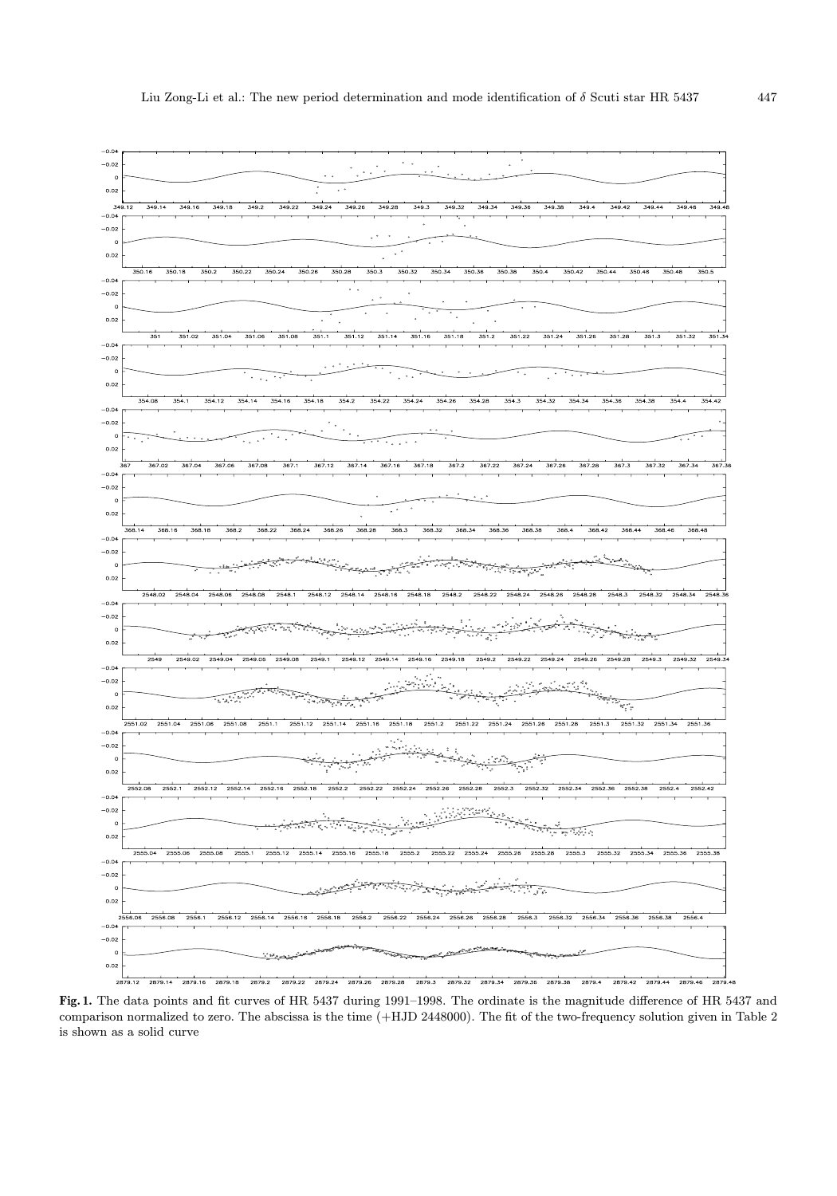**Fig. 1.** The data points and fit curves of HR 5437 during 1991–1998. The ordinate is the magnitude difference of HR 5437 and comparison normalized to zero. The abscissa is the time (+HJD 2448000). The fit of the two-frequency solution given in Table 2 is shown as a solid curve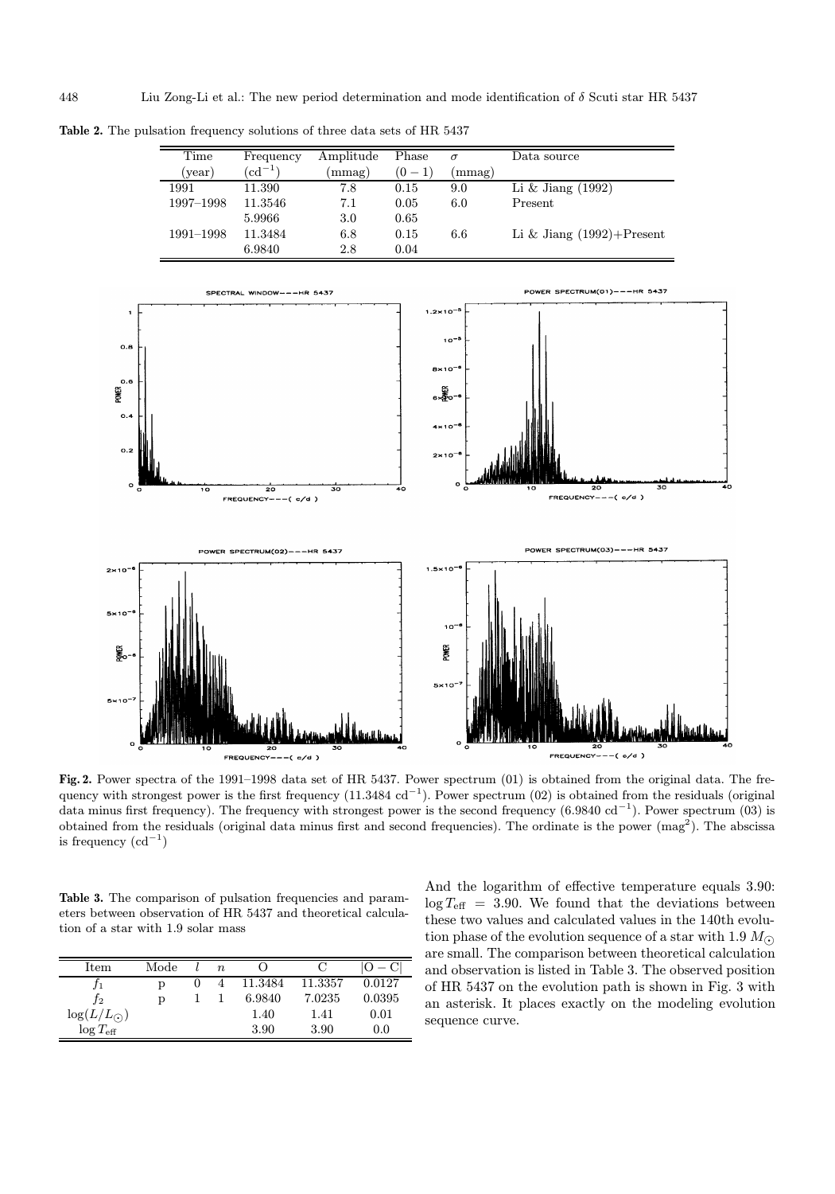**Table 2.** The pulsation frequency solutions of three data sets of HR 5437

| Time (year) | Frequency ($\mathrm{cd}^{-1}$) | Amplitude (mmag) | Phase $(0-1)$ | $\sigma$ (mmag) | Data source |
|---|---|---|---|---|---|
| 1991 | 11.390 | 7.8 | 0.15 | 9.0 | Li & Jiang (1992) |
| 1997–1998 | 11.3546 | 7.1 | 0.05 | 6.0 | Present |
| | 5.9966 | 3.0 | 0.65 | | |
| 1991–1998 | 11.3484 | 6.8 | 0.15 | 6.6 | Li & Jiang (1992)+Present |
| | 6.9840 | 2.8 | 0.04 | | |

**Fig. 2.** Power spectra of the 1991–1998 data set of HR 5437. Power spectrum (01) is obtained from the original data. The frequency with strongest power is the first frequency (11.3484 $\mathrm{cd}^{-1}$). Power spectrum (02) is obtained from the residuals (original data minus first frequency). The frequency with strongest power is the second frequency (6.9840 $\mathrm{cd}^{-1}$). Power spectrum (03) is obtained from the residuals (original data minus first and second frequencies). The ordinate is the power ($\mathrm{mag}^2$). The abscissa is frequency ($\mathrm{cd}^{-1}$)

**Table 3.** The comparison of pulsation frequencies and parameters between observation of HR 5437 and theoretical calculation of a star with 1.9 solar mass

| Item | Mode | $l$ | $n$ | O | C | $\lvert\mathrm{O}-\mathrm{C}\rvert$ |
|---|---|---|---|---|---|---|
| $f_1$ | p | 0 | 4 | 11.3484 | 11.3357 | 0.0127 |
| $f_2$ | p | 1 | 1 | 6.9840 | 7.0235 | 0.0395 |
| $\log(L/L_{\odot})$ | | | | 1.40 | 1.41 | 0.01 |
| $\log T_{\mathrm{eff}}$ | | | | 3.90 | 3.90 | 0.0 |

And the logarithm of effective temperature equals 3.90: $\log T_{\mathrm{eff}} = 3.90$. We found that the deviations between these two values and calculated values in the 140th evolution phase of the evolution sequence of a star with 1.9 $M_{\odot}$ are small. The comparison between theoretical calculation and observation is listed in Table 3. The observed position of HR 5437 on the evolution path is shown in Fig. 3 with an asterisk. It places exactly on the modeling evolution sequence curve.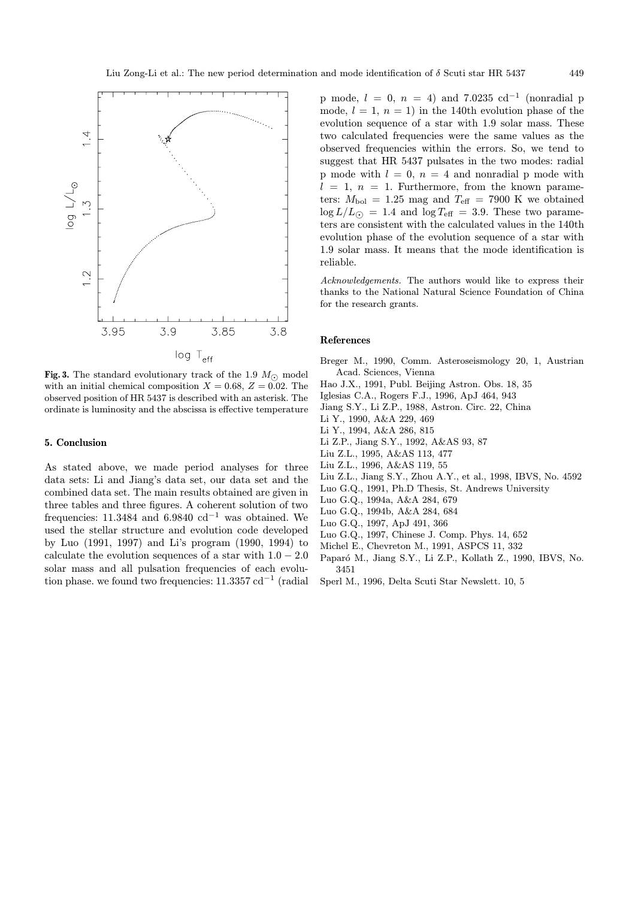log L/L$_\odot$

1.4

1.3

1.2

3.95 3.9 3.85 3.8

log T$_{\mathrm{eff}}$

**Fig. 3.** The standard evolutionary track of the 1.9 $M_\odot$ model with an initial chemical composition $X = 0.68$, $Z = 0.02$. The observed position of HR 5437 is described with an asterisk. The ordinate is luminosity and the abscissa is effective temperature

## 5. Conclusion

As stated above, we made period analyses for three data sets: Li and Jiang's data set, our data set and the combined data set. The main results obtained are given in three tables and three figures. A coherent solution of two frequencies: 11.3484 and 6.9840 cd$^{-1}$ was obtained. We used the stellar structure and evolution code developed by Luo (1991, 1997) and Li's program (1990, 1994) to calculate the evolution sequences of a star with $1.0 - 2.0$ solar mass and all pulsation frequencies of each evolution phase. we found two frequencies: 11.3357 cd$^{-1}$ (radial p mode, $l = 0$, $n = 4$) and 7.0235 cd$^{-1}$ (nonradial p mode, $l = 1$, $n = 1$) in the 140th evolution phase of the evolution sequence of a star with 1.9 solar mass. These two calculated frequencies were the same values as the observed frequencies within the errors. So, we tend to suggest that HR 5437 pulsates in the two modes: radial p mode with $l = 0$, $n = 4$ and nonradial p mode with $l = 1$, $n = 1$. Furthermore, from the known parameters: $M_{\mathrm{bol}} = 1.25$ mag and $T_{\mathrm{eff}} = 7900$ K we obtained $\log L/L_\odot = 1.4$ and $\log T_{\mathrm{eff}} = 3.9$. These two parameters are consistent with the calculated values in the 140th evolution phase of the evolution sequence of a star with 1.9 solar mass. It means that the mode identification is reliable.

*Acknowledgements.* The authors would like to express their thanks to the National Natural Science Foundation of China for the research grants.

## References

Breger M., 1990, Comm. Asteroseismology 20, 1, Austrian Acad. Sciences, Vienna

Hao J.X., 1991, Publ. Beijing Astron. Obs. 18, 35

Iglesias C.A., Rogers F.J., 1996, ApJ 464, 943

Jiang S.Y., Li Z.P., 1988, Astron. Circ. 22, China

Li Y., 1990, A&A 229, 469

Li Y., 1994, A&A 286, 815

Li Z.P., Jiang S.Y., 1992, A&AS 93, 87

Liu Z.L., 1995, A&AS 113, 477

Liu Z.L., 1996, A&AS 119, 55

Liu Z.L., Jiang S.Y., Zhou A.Y., et al., 1998, IBVS, No. 4592

Luo G.Q., 1991, Ph.D Thesis, St. Andrews University

Luo G.Q., 1994a, A&A 284, 679

Luo G.Q., 1994b, A&A 284, 684

Luo G.Q., 1997, ApJ 491, 366

Luo G.Q., 1997, Chinese J. Comp. Phys. 14, 652

Michel E., Chevreton M., 1991, ASPCS 11, 332

Paparó M., Jiang S.Y., Li Z.P., Kollath Z., 1990, IBVS, No. 3451

Sperl M., 1996, Delta Scuti Star Newslett. 10, 5